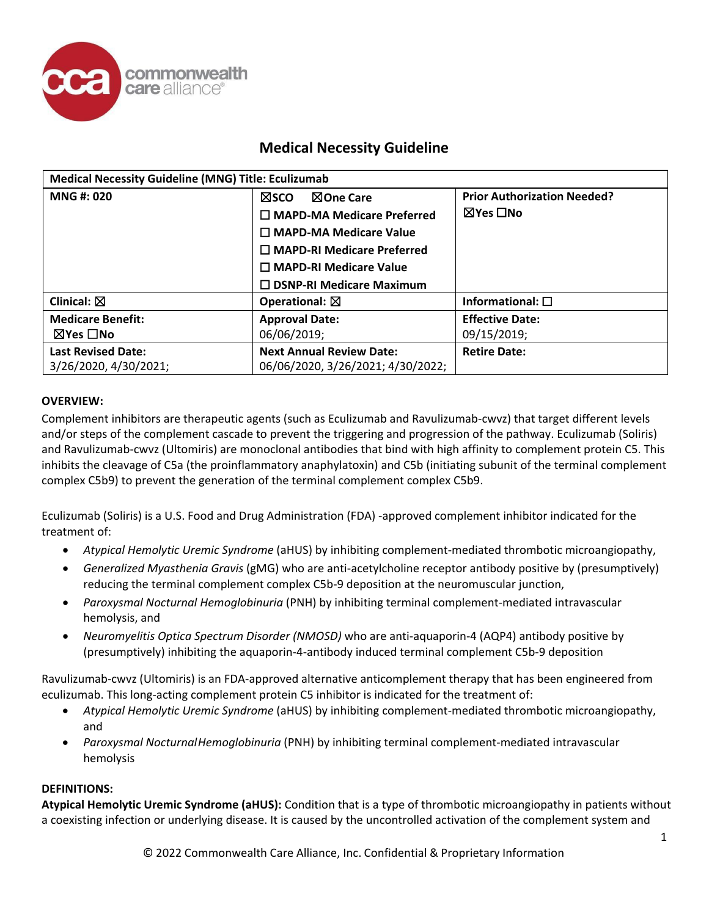# Medical Necessity Guideline

| Medical Necessity Guideline (MNG) Title: Eculizumab | | |
|---|---|---|
| **MNG #: 020** | ☒**SCO** ☒**One Care**<br>☐ **MAPD-MA Medicare Preferred**<br>☐ **MAPD-MA Medicare Value**<br>☐ **MAPD-RI Medicare Preferred**<br>☐ **MAPD-RI Medicare Value**<br>☐ **DSNP-RI Medicare Maximum** | **Prior Authorization Needed?**<br>☒**Yes** ☐**No** |
| **Clinical:** ☒ | **Operational:** ☒ | **Informational:** ☐ |
| **Medicare Benefit:**<br>☒**Yes** ☐**No** | **Approval Date:**<br>06/06/2019; | **Effective Date:**<br>09/15/2019; |
| **Last Revised Date:**<br>3/26/2020, 4/30/2021; | **Next Annual Review Date:**<br>06/06/2020, 3/26/2021; 4/30/2022; | **Retire Date:** |

**OVERVIEW:**

Complement inhibitors are therapeutic agents (such as Eculizumab and Ravulizumab-cwvz) that target different levels and/or steps of the complement cascade to prevent the triggering and progression of the pathway. Eculizumab (Soliris) and Ravulizumab-cwvz (Ultomiris) are monoclonal antibodies that bind with high affinity to complement protein C5. This inhibits the cleavage of C5a (the proinflammatory anaphylatoxin) and C5b (initiating subunit of the terminal complement complex C5b9) to prevent the generation of the terminal complement complex C5b9.

Eculizumab (Soliris) is a U.S. Food and Drug Administration (FDA) -approved complement inhibitor indicated for the treatment of:

- *Atypical Hemolytic Uremic Syndrome* (aHUS) by inhibiting complement-mediated thrombotic microangiopathy,
- *Generalized Myasthenia Gravis* (gMG) who are anti-acetylcholine receptor antibody positive by (presumptively) reducing the terminal complement complex C5b-9 deposition at the neuromuscular junction,
- *Paroxysmal Nocturnal Hemoglobinuria* (PNH) by inhibiting terminal complement-mediated intravascular hemolysis, and
- *Neuromyelitis Optica Spectrum Disorder (NMOSD)* who are anti-aquaporin-4 (AQP4) antibody positive by (presumptively) inhibiting the aquaporin-4-antibody induced terminal complement C5b-9 deposition

Ravulizumab-cwvz (Ultomiris) is an FDA-approved alternative anticomplement therapy that has been engineered from eculizumab. This long-acting complement protein C5 inhibitor is indicated for the treatment of:

- *Atypical Hemolytic Uremic Syndrome* (aHUS) by inhibiting complement-mediated thrombotic microangiopathy, and
- *Paroxysmal NocturnalHemoglobinuria* (PNH) by inhibiting terminal complement-mediated intravascular hemolysis

**DEFINITIONS:**

**Atypical Hemolytic Uremic Syndrome (aHUS):** Condition that is a type of thrombotic microangiopathy in patients without a coexisting infection or underlying disease. It is caused by the uncontrolled activation of the complement system and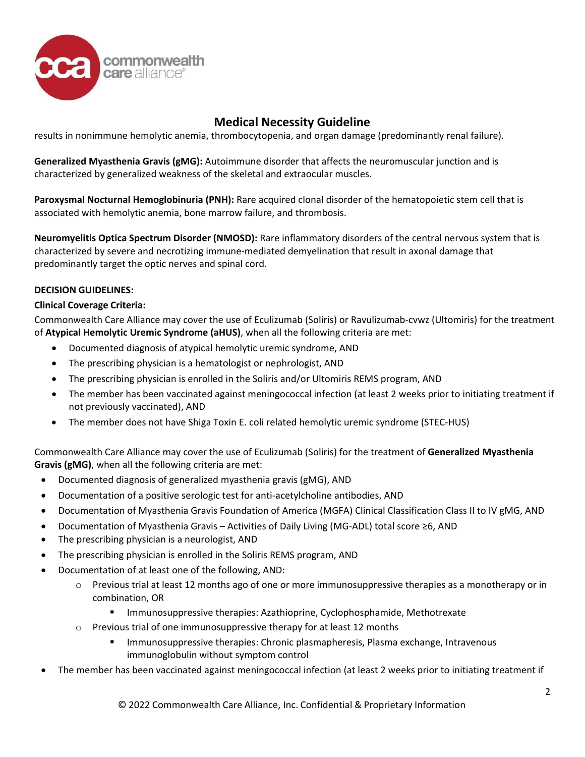results in nonimmune hemolytic anemia, thrombocytopenia, and organ damage (predominantly renal failure).

**Generalized Myasthenia Gravis (gMG):** Autoimmune disorder that affects the neuromuscular junction and is characterized by generalized weakness of the skeletal and extraocular muscles.

**Paroxysmal Nocturnal Hemoglobinuria (PNH):** Rare acquired clonal disorder of the hematopoietic stem cell that is associated with hemolytic anemia, bone marrow failure, and thrombosis.

**Neuromyelitis Optica Spectrum Disorder (NMOSD):** Rare inflammatory disorders of the central nervous system that is characterized by severe and necrotizing immune-mediated demyelination that result in axonal damage that predominantly target the optic nerves and spinal cord.

**DECISION GUIDELINES:**

**Clinical Coverage Criteria:**

Commonwealth Care Alliance may cover the use of Eculizumab (Soliris) or Ravulizumab-cvwz (Ultomiris) for the treatment of **Atypical Hemolytic Uremic Syndrome (aHUS)**, when all the following criteria are met:

- Documented diagnosis of atypical hemolytic uremic syndrome, AND
- The prescribing physician is a hematologist or nephrologist, AND
- The prescribing physician is enrolled in the Soliris and/or Ultomiris REMS program, AND
- The member has been vaccinated against meningococcal infection (at least 2 weeks prior to initiating treatment if not previously vaccinated), AND
- The member does not have Shiga Toxin E. coli related hemolytic uremic syndrome (STEC-HUS)

Commonwealth Care Alliance may cover the use of Eculizumab (Soliris) for the treatment of **Generalized Myasthenia Gravis (gMG)**, when all the following criteria are met:

- Documented diagnosis of generalized myasthenia gravis (gMG), AND
- Documentation of a positive serologic test for anti-acetylcholine antibodies, AND
- Documentation of Myasthenia Gravis Foundation of America (MGFA) Clinical Classification Class II to IV gMG, AND
- Documentation of Myasthenia Gravis – Activities of Daily Living (MG-ADL) total score ≥6, AND
- The prescribing physician is a neurologist, AND
- The prescribing physician is enrolled in the Soliris REMS program, AND
- Documentation of at least one of the following, AND:
  - Previous trial at least 12 months ago of one or more immunosuppressive therapies as a monotherapy or in combination, OR
    - Immunosuppressive therapies: Azathioprine, Cyclophosphamide, Methotrexate
  - Previous trial of one immunosuppressive therapy for at least 12 months
    - Immunosuppressive therapies: Chronic plasmapheresis, Plasma exchange, Intravenous immunoglobulin without symptom control
- The member has been vaccinated against meningococcal infection (at least 2 weeks prior to initiating treatment if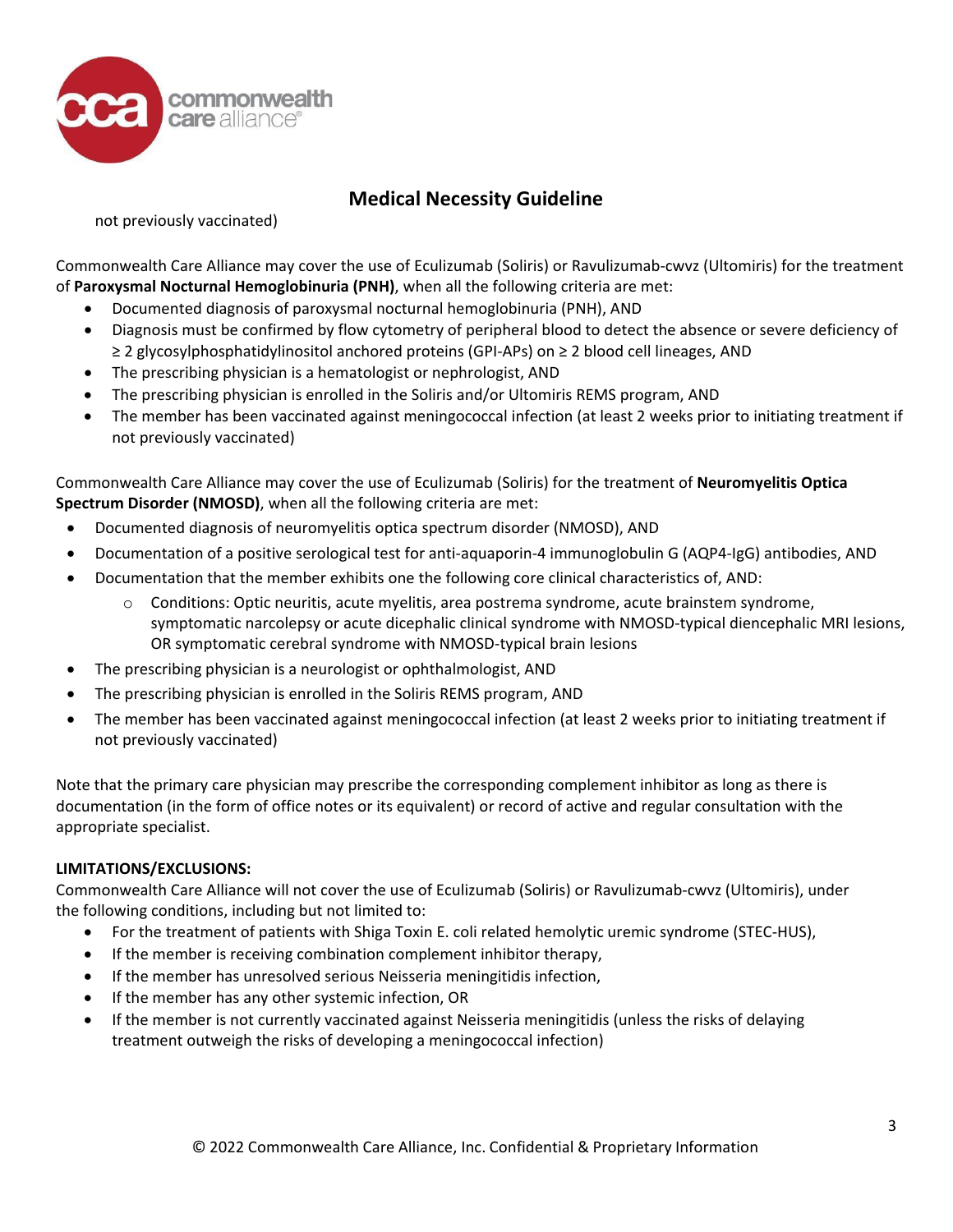not previously vaccinated)

Commonwealth Care Alliance may cover the use of Eculizumab (Soliris) or Ravulizumab-cwvz (Ultomiris) for the treatment of **Paroxysmal Nocturnal Hemoglobinuria (PNH)**, when all the following criteria are met:

- Documented diagnosis of paroxysmal nocturnal hemoglobinuria (PNH), AND
- Diagnosis must be confirmed by flow cytometry of peripheral blood to detect the absence or severe deficiency of ≥ 2 glycosylphosphatidylinositol anchored proteins (GPI-APs) on ≥ 2 blood cell lineages, AND
- The prescribing physician is a hematologist or nephrologist, AND
- The prescribing physician is enrolled in the Soliris and/or Ultomiris REMS program, AND
- The member has been vaccinated against meningococcal infection (at least 2 weeks prior to initiating treatment if not previously vaccinated)

Commonwealth Care Alliance may cover the use of Eculizumab (Soliris) for the treatment of **Neuromyelitis Optica Spectrum Disorder (NMOSD)**, when all the following criteria are met:

- Documented diagnosis of neuromyelitis optica spectrum disorder (NMOSD), AND
- Documentation of a positive serological test for anti-aquaporin-4 immunoglobulin G (AQP4-IgG) antibodies, AND
- Documentation that the member exhibits one the following core clinical characteristics of, AND:
  - Conditions: Optic neuritis, acute myelitis, area postrema syndrome, acute brainstem syndrome, symptomatic narcolepsy or acute dicephalic clinical syndrome with NMOSD-typical diencephalic MRI lesions, OR symptomatic cerebral syndrome with NMOSD-typical brain lesions
- The prescribing physician is a neurologist or ophthalmologist, AND
- The prescribing physician is enrolled in the Soliris REMS program, AND
- The member has been vaccinated against meningococcal infection (at least 2 weeks prior to initiating treatment if not previously vaccinated)

Note that the primary care physician may prescribe the corresponding complement inhibitor as long as there is documentation (in the form of office notes or its equivalent) or record of active and regular consultation with the appropriate specialist.

**LIMITATIONS/EXCLUSIONS:**

Commonwealth Care Alliance will not cover the use of Eculizumab (Soliris) or Ravulizumab-cwvz (Ultomiris), under the following conditions, including but not limited to:

- For the treatment of patients with Shiga Toxin E. coli related hemolytic uremic syndrome (STEC-HUS),
- If the member is receiving combination complement inhibitor therapy,
- If the member has unresolved serious Neisseria meningitidis infection,
- If the member has any other systemic infection, OR
- If the member is not currently vaccinated against Neisseria meningitidis (unless the risks of delaying treatment outweigh the risks of developing a meningococcal infection)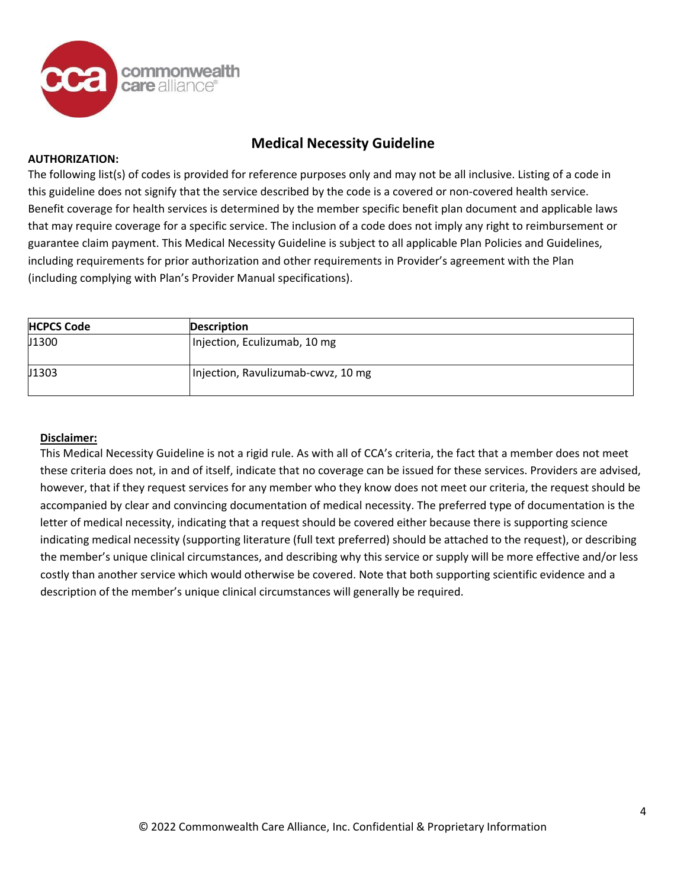## Medical Necessity Guideline

**AUTHORIZATION:**

The following list(s) of codes is provided for reference purposes only and may not be all inclusive. Listing of a code in this guideline does not signify that the service described by the code is a covered or non-covered health service. Benefit coverage for health services is determined by the member specific benefit plan document and applicable laws that may require coverage for a specific service. The inclusion of a code does not imply any right to reimbursement or guarantee claim payment. This Medical Necessity Guideline is subject to all applicable Plan Policies and Guidelines, including requirements for prior authorization and other requirements in Provider's agreement with the Plan (including complying with Plan's Provider Manual specifications).

| HCPCS Code | Description |
|---|---|
| J1300 | Injection, Eculizumab, 10 mg |
| J1303 | Injection, Ravulizumab-cwvz, 10 mg |

**Disclaimer:**

This Medical Necessity Guideline is not a rigid rule. As with all of CCA's criteria, the fact that a member does not meet these criteria does not, in and of itself, indicate that no coverage can be issued for these services. Providers are advised, however, that if they request services for any member who they know does not meet our criteria, the request should be accompanied by clear and convincing documentation of medical necessity. The preferred type of documentation is the letter of medical necessity, indicating that a request should be covered either because there is supporting science indicating medical necessity (supporting literature (full text preferred) should be attached to the request), or describing the member's unique clinical circumstances, and describing why this service or supply will be more effective and/or less costly than another service which would otherwise be covered. Note that both supporting scientific evidence and a description of the member's unique clinical circumstances will generally be required.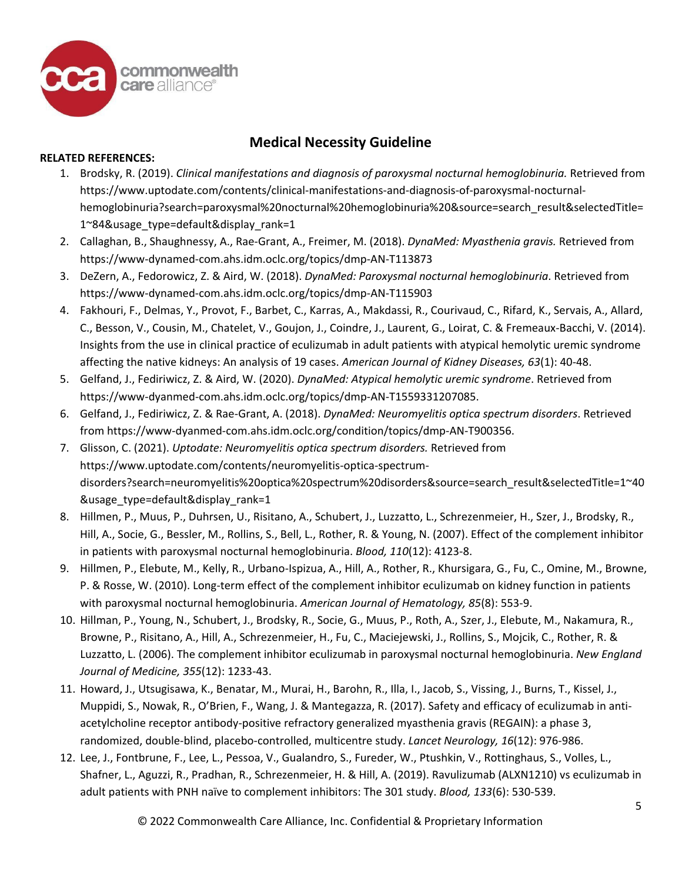## Medical Necessity Guideline

**RELATED REFERENCES:**

1. Brodsky, R. (2019). *Clinical manifestations and diagnosis of paroxysmal nocturnal hemoglobinuria.* Retrieved from https://www.uptodate.com/contents/clinical-manifestations-and-diagnosis-of-paroxysmal-nocturnal-hemoglobinuria?search=paroxysmal%20nocturnal%20hemoglobinuria%20&source=search_result&selectedTitle=1~84&usage_type=default&display_rank=1
2. Callaghan, B., Shaughnessy, A., Rae-Grant, A., Freimer, M. (2018). *DynaMed: Myasthenia gravis.* Retrieved from https://www-dynamed-com.ahs.idm.oclc.org/topics/dmp-AN-T113873
3. DeZern, A., Fedorowicz, Z. & Aird, W. (2018). *DynaMed: Paroxysmal nocturnal hemoglobinuria*. Retrieved from https://www-dynamed-com.ahs.idm.oclc.org/topics/dmp-AN-T115903
4. Fakhouri, F., Delmas, Y., Provot, F., Barbet, C., Karras, A., Makdassi, R., Courivaud, C., Rifard, K., Servais, A., Allard, C., Besson, V., Cousin, M., Chatelet, V., Goujon, J., Coindre, J., Laurent, G., Loirat, C. & Fremeaux-Bacchi, V. (2014). Insights from the use in clinical practice of eculizumab in adult patients with atypical hemolytic uremic syndrome affecting the native kidneys: An analysis of 19 cases. *American Journal of Kidney Diseases, 63*(1): 40-48.
5. Gelfand, J., Fediriwicz, Z. & Aird, W. (2020). *DynaMed: Atypical hemolytic uremic syndrome*. Retrieved from https://www-dyanmed-com.ahs.idm.oclc.org/topics/dmp-AN-T1559331207085.
6. Gelfand, J., Fediriwicz, Z. & Rae-Grant, A. (2018). *DynaMed: Neuromyelitis optica spectrum disorders*. Retrieved from https://www-dyanmed-com.ahs.idm.oclc.org/condition/topics/dmp-AN-T900356.
7. Glisson, C. (2021). *Uptodate: Neuromyelitis optica spectrum disorders.* Retrieved from https://www.uptodate.com/contents/neuromyelitis-optica-spectrum-disorders?search=neuromyelitis%20optica%20spectrum%20disorders&source=search_result&selectedTitle=1~40&usage_type=default&display_rank=1
8. Hillmen, P., Muus, P., Duhrsen, U., Risitano, A., Schubert, J., Luzzatto, L., Schrezenmeier, H., Szer, J., Brodsky, R., Hill, A., Socie, G., Bessler, M., Rollins, S., Bell, L., Rother, R. & Young, N. (2007). Effect of the complement inhibitor in patients with paroxysmal nocturnal hemoglobinuria. *Blood, 110*(12): 4123-8.
9. Hillmen, P., Elebute, M., Kelly, R., Urbano-Ispizua, A., Hill, A., Rother, R., Khursigara, G., Fu, C., Omine, M., Browne, P. & Rosse, W. (2010). Long-term effect of the complement inhibitor eculizumab on kidney function in patients with paroxysmal nocturnal hemoglobinuria. *American Journal of Hematology, 85*(8): 553-9.
10. Hillman, P., Young, N., Schubert, J., Brodsky, R., Socie, G., Muus, P., Roth, A., Szer, J., Elebute, M., Nakamura, R., Browne, P., Risitano, A., Hill, A., Schrezenmeier, H., Fu, C., Maciejewski, J., Rollins, S., Mojcik, C., Rother, R. & Luzzatto, L. (2006). The complement inhibitor eculizumab in paroxysmal nocturnal hemoglobinuria. *New England Journal of Medicine, 355*(12): 1233-43.
11. Howard, J., Utsugisawa, K., Benatar, M., Murai, H., Barohn, R., Illa, I., Jacob, S., Vissing, J., Burns, T., Kissel, J., Muppidi, S., Nowak, R., O'Brien, F., Wang, J. & Mantegazza, R. (2017). Safety and efficacy of eculizumab in anti-acetylcholine receptor antibody-positive refractory generalized myasthenia gravis (REGAIN): a phase 3, randomized, double-blind, placebo-controlled, multicentre study. *Lancet Neurology, 16*(12): 976-986.
12. Lee, J., Fontbrune, F., Lee, L., Pessoa, V., Gualandro, S., Fureder, W., Ptushkin, V., Rottinghaus, S., Volles, L., Shafner, L., Aguzzi, R., Pradhan, R., Schrezenmeier, H. & Hill, A. (2019). Ravulizumab (ALXN1210) vs eculizumab in adult patients with PNH naïve to complement inhibitors: The 301 study. *Blood, 133*(6): 530-539.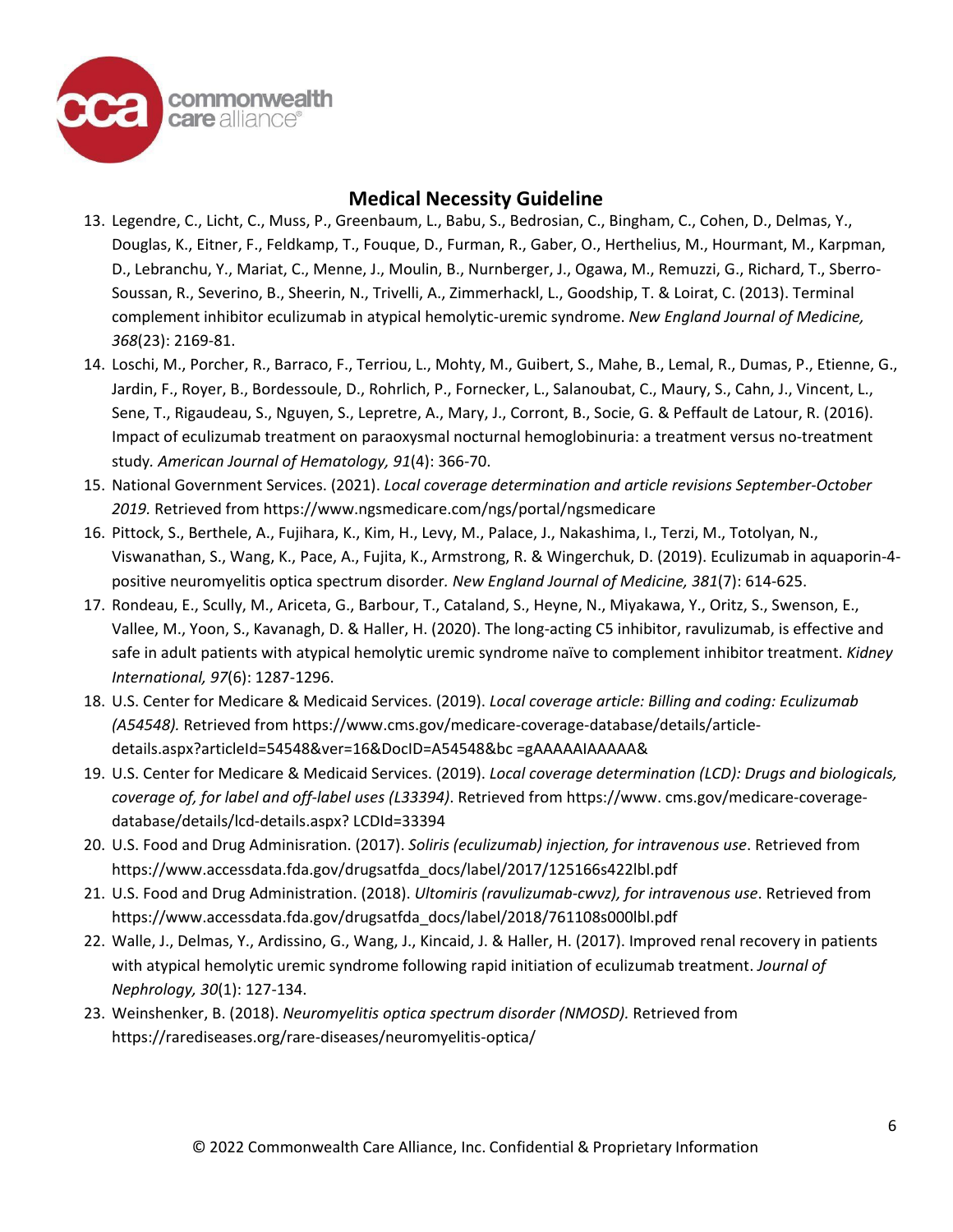13. Legendre, C., Licht, C., Muss, P., Greenbaum, L., Babu, S., Bedrosian, C., Bingham, C., Cohen, D., Delmas, Y., Douglas, K., Eitner, F., Feldkamp, T., Fouque, D., Furman, R., Gaber, O., Herthelius, M., Hourmant, M., Karpman, D., Lebranchu, Y., Mariat, C., Menne, J., Moulin, B., Nurnberger, J., Ogawa, M., Remuzzi, G., Richard, T., Sberro-Soussan, R., Severino, B., Sheerin, N., Trivelli, A., Zimmerhackl, L., Goodship, T. & Loirat, C. (2013). Terminal complement inhibitor eculizumab in atypical hemolytic-uremic syndrome. *New England Journal of Medicine, 368*(23): 2169-81.
14. Loschi, M., Porcher, R., Barraco, F., Terriou, L., Mohty, M., Guibert, S., Mahe, B., Lemal, R., Dumas, P., Etienne, G., Jardin, F., Royer, B., Bordessoule, D., Rohrlich, P., Fornecker, L., Salanoubat, C., Maury, S., Cahn, J., Vincent, L., Sene, T., Rigaudeau, S., Nguyen, S., Lepretre, A., Mary, J., Corront, B., Socie, G. & Peffault de Latour, R. (2016). Impact of eculizumab treatment on paraoxysmal nocturnal hemoglobinuria: a treatment versus no-treatment study. *American Journal of Hematology, 91*(4): 366-70.
15. National Government Services. (2021). *Local coverage determination and article revisions September-October 2019.* Retrieved from https://www.ngsmedicare.com/ngs/portal/ngsmedicare
16. Pittock, S., Berthele, A., Fujihara, K., Kim, H., Levy, M., Palace, J., Nakashima, I., Terzi, M., Totolyan, N., Viswanathan, S., Wang, K., Pace, A., Fujita, K., Armstrong, R. & Wingerchuk, D. (2019). Eculizumab in aquaporin-4-positive neuromyelitis optica spectrum disorder. *New England Journal of Medicine, 381*(7): 614-625.
17. Rondeau, E., Scully, M., Ariceta, G., Barbour, T., Cataland, S., Heyne, N., Miyakawa, Y., Oritz, S., Swenson, E., Vallee, M., Yoon, S., Kavanagh, D. & Haller, H. (2020). The long-acting C5 inhibitor, ravulizumab, is effective and safe in adult patients with atypical hemolytic uremic syndrome naïve to complement inhibitor treatment. *Kidney International, 97*(6): 1287-1296.
18. U.S. Center for Medicare & Medicaid Services. (2019). *Local coverage article: Billing and coding: Eculizumab (A54548).* Retrieved from https://www.cms.gov/medicare-coverage-database/details/article-details.aspx?articleId=54548&ver=16&DocID=A54548&bc =gAAAAAIAAAAA&
19. U.S. Center for Medicare & Medicaid Services. (2019). *Local coverage determination (LCD): Drugs and biologicals, coverage of, for label and off-label uses (L33394)*. Retrieved from https://www. cms.gov/medicare-coverage-database/details/lcd-details.aspx? LCDId=33394
20. U.S. Food and Drug Adminisration. (2017). *Soliris (eculizumab) injection, for intravenous use*. Retrieved from https://www.accessdata.fda.gov/drugsatfda_docs/label/2017/125166s422lbl.pdf
21. U.S. Food and Drug Administration. (2018). *Ultomiris (ravulizumab-cwvz), for intravenous use*. Retrieved from https://www.accessdata.fda.gov/drugsatfda_docs/label/2018/761108s000lbl.pdf
22. Walle, J., Delmas, Y., Ardissino, G., Wang, J., Kincaid, J. & Haller, H. (2017). Improved renal recovery in patients with atypical hemolytic uremic syndrome following rapid initiation of eculizumab treatment. *Journal of Nephrology, 30*(1): 127-134.
23. Weinshenker, B. (2018). *Neuromyelitis optica spectrum disorder (NMOSD).* Retrieved from https://rarediseases.org/rare-diseases/neuromyelitis-optica/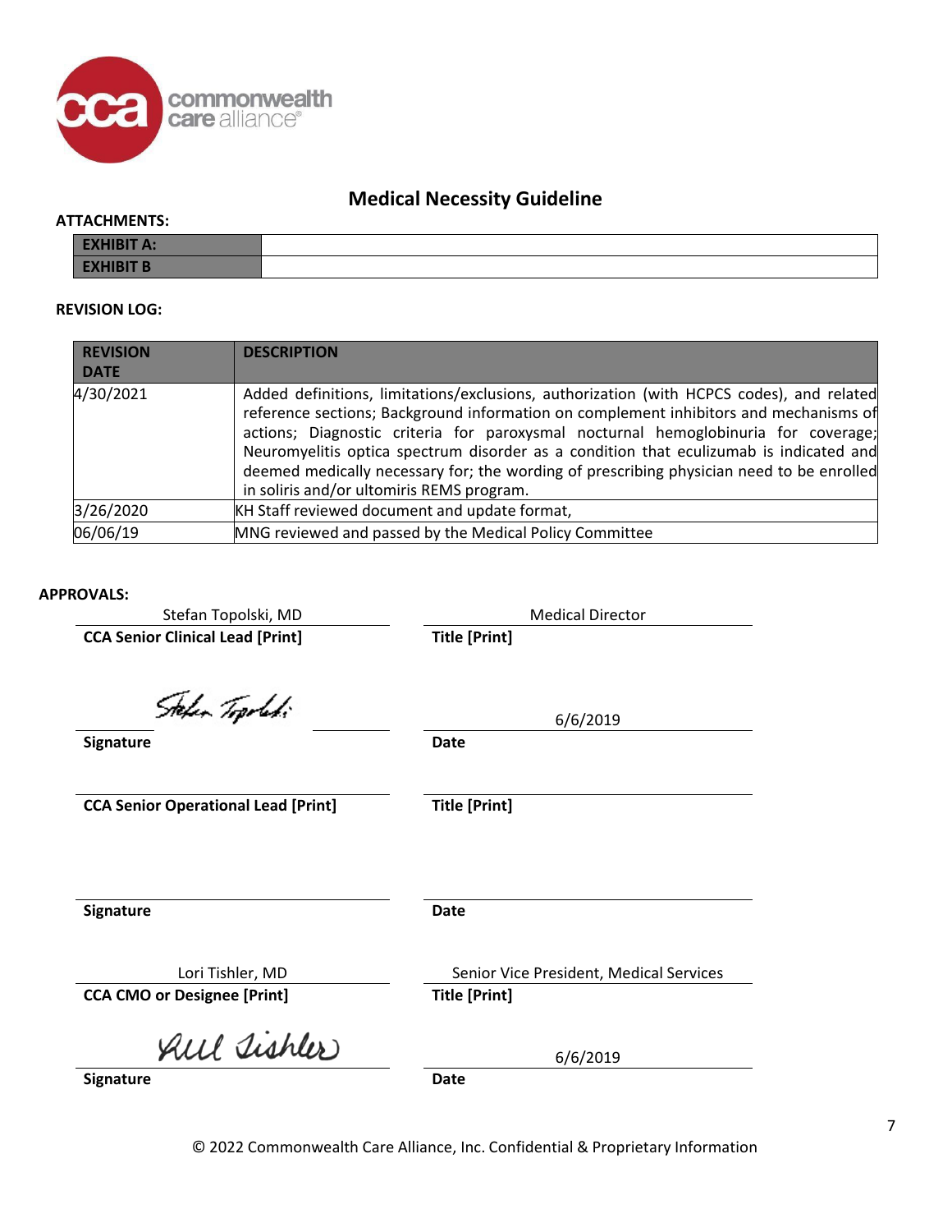## Medical Necessity Guideline

**ATTACHMENTS:**

| | |
|---|---|
| **EXHIBIT A:** | |
| **EXHIBIT B** | |

**REVISION LOG:**

| REVISION DATE | DESCRIPTION |
|---|---|
| 4/30/2021 | Added definitions, limitations/exclusions, authorization (with HCPCS codes), and related reference sections; Background information on complement inhibitors and mechanisms of actions; Diagnostic criteria for paroxysmal nocturnal hemoglobinuria for coverage; Neuromyelitis optica spectrum disorder as a condition that eculizumab is indicated and deemed medically necessary for; the wording of prescribing physician need to be enrolled in soliris and/or ultomiris REMS program. |
| 3/26/2020 | KH Staff reviewed document and update format, |
| 06/06/19 | MNG reviewed and passed by the Medical Policy Committee |

**APPROVALS:**

Stefan Topolski, MD
**CCA Senior Clinical Lead [Print]**

Medical Director
**Title [Print]**

Stefan Topolski
**Signature**

6/6/2019
**Date**

**CCA Senior Operational Lead [Print]**

**Title [Print]**

**Signature**

**Date**

Lori Tishler, MD
**CCA CMO or Designee [Print]**

Senior Vice President, Medical Services
**Title [Print]**

Lori Tishler
**Signature**

6/6/2019
**Date**

© 2022 Commonwealth Care Alliance, Inc. Confidential & Proprietary Information